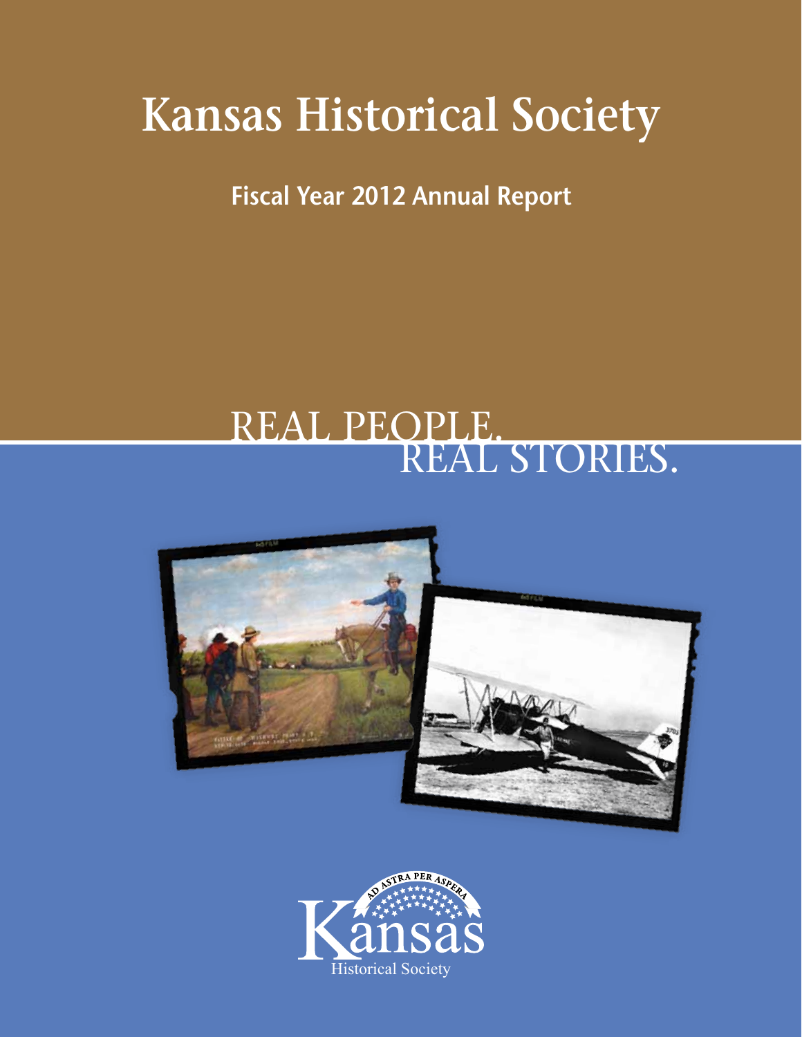# Kansas Historical Society

## Fiscal Year 2012 Annual Report

REAL PEOPLE.
REAL STORIES.

Ad Astra Per Aspera

Kansas

Historical Society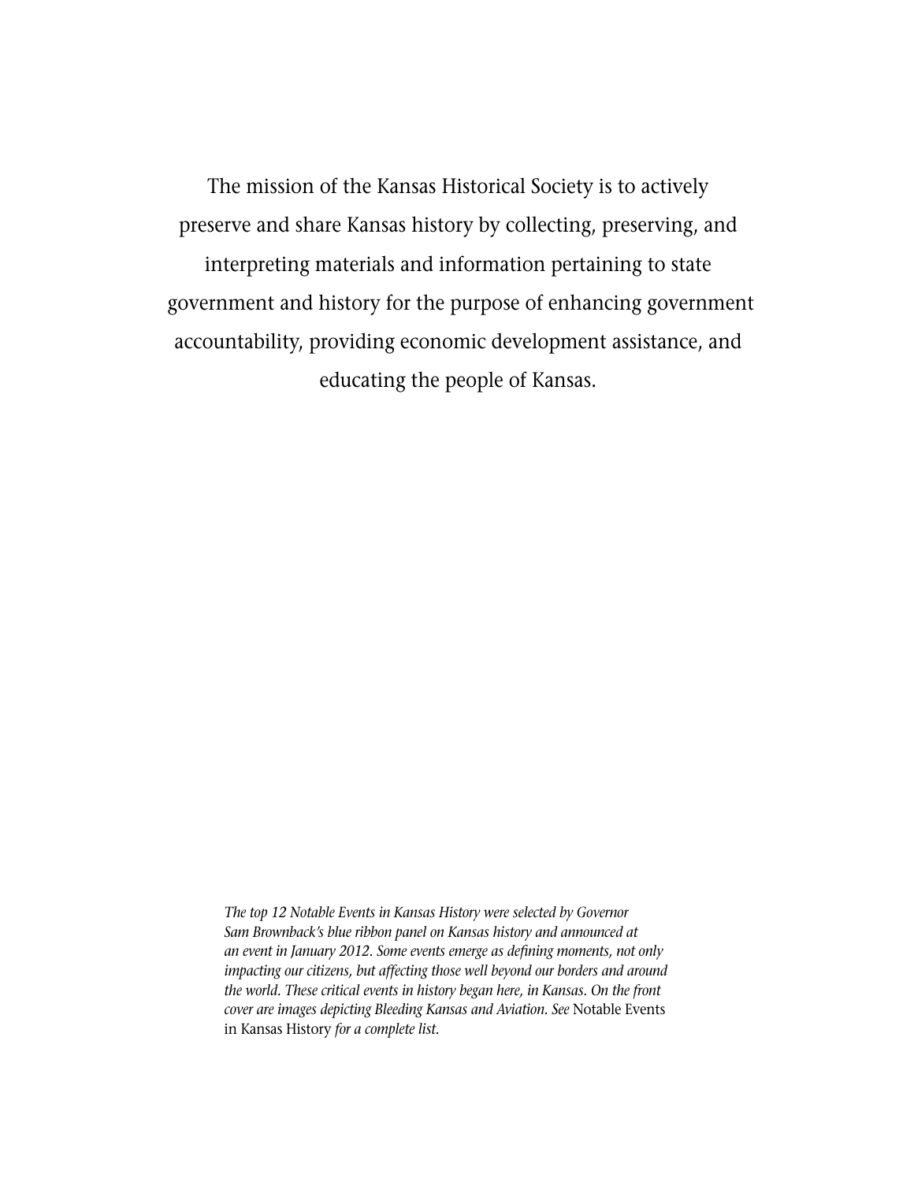The mission of the Kansas Historical Society is to actively preserve and share Kansas history by collecting, preserving, and interpreting materials and information pertaining to state government and history for the purpose of enhancing government accountability, providing economic development assistance, and educating the people of Kansas.

*The top 12 Notable Events in Kansas History were selected by Governor Sam Brownback's blue ribbon panel on Kansas history and announced at an event in January 2012. Some events emerge as defining moments, not only impacting our citizens, but affecting those well beyond our borders and around the world. These critical events in history began here, in Kansas. On the front cover are images depicting Bleeding Kansas and Aviation. See* Notable Events in Kansas History *for a complete list.*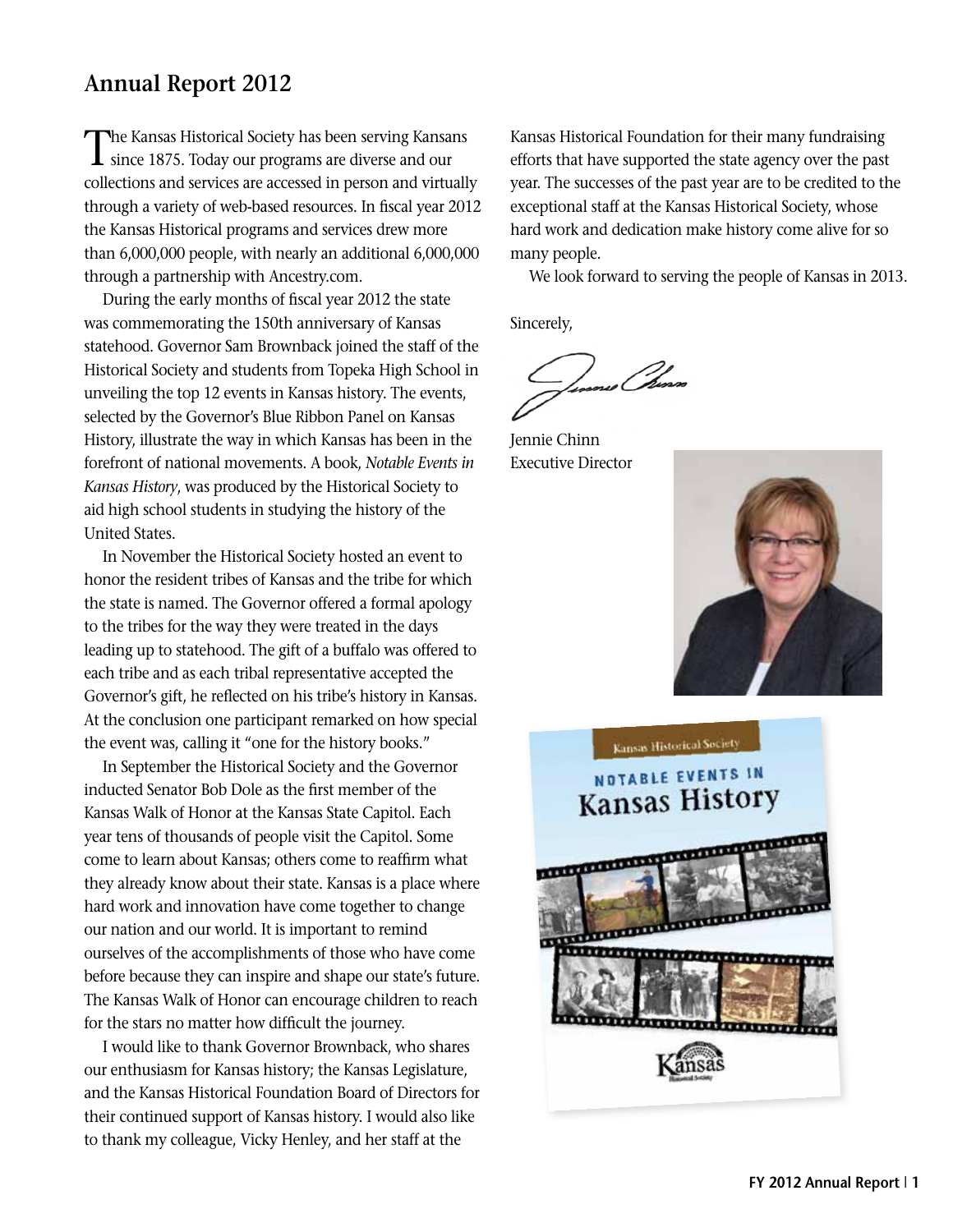## Annual Report 2012

The Kansas Historical Society has been serving Kansans since 1875. Today our programs are diverse and our collections and services are accessed in person and virtually through a variety of web-based resources. In fiscal year 2012 the Kansas Historical programs and services drew more than 6,000,000 people, with nearly an additional 6,000,000 through a partnership with Ancestry.com.

During the early months of fiscal year 2012 the state was commemorating the 150th anniversary of Kansas statehood. Governor Sam Brownback joined the staff of the Historical Society and students from Topeka High School in unveiling the top 12 events in Kansas history. The events, selected by the Governor's Blue Ribbon Panel on Kansas History, illustrate the way in which Kansas has been in the forefront of national movements. A book, *Notable Events in Kansas History*, was produced by the Historical Society to aid high school students in studying the history of the United States.

In November the Historical Society hosted an event to honor the resident tribes of Kansas and the tribe for which the state is named. The Governor offered a formal apology to the tribes for the way they were treated in the days leading up to statehood. The gift of a buffalo was offered to each tribe and as each tribal representative accepted the Governor's gift, he reflected on his tribe's history in Kansas. At the conclusion one participant remarked on how special the event was, calling it "one for the history books."

In September the Historical Society and the Governor inducted Senator Bob Dole as the first member of the Kansas Walk of Honor at the Kansas State Capitol. Each year tens of thousands of people visit the Capitol. Some come to learn about Kansas; others come to reaffirm what they already know about their state. Kansas is a place where hard work and innovation have come together to change our nation and our world. It is important to remind ourselves of the accomplishments of those who have come before because they can inspire and shape our state's future. The Kansas Walk of Honor can encourage children to reach for the stars no matter how difficult the journey.

I would like to thank Governor Brownback, who shares our enthusiasm for Kansas history; the Kansas Legislature, and the Kansas Historical Foundation Board of Directors for their continued support of Kansas history. I would also like to thank my colleague, Vicky Henley, and her staff at the Kansas Historical Foundation for their many fundraising efforts that have supported the state agency over the past year. The successes of the past year are to be credited to the exceptional staff at the Kansas Historical Society, whose hard work and dedication make history come alive for so many people.

We look forward to serving the people of Kansas in 2013.

Sincerely,

Jennie Chinn
Executive Director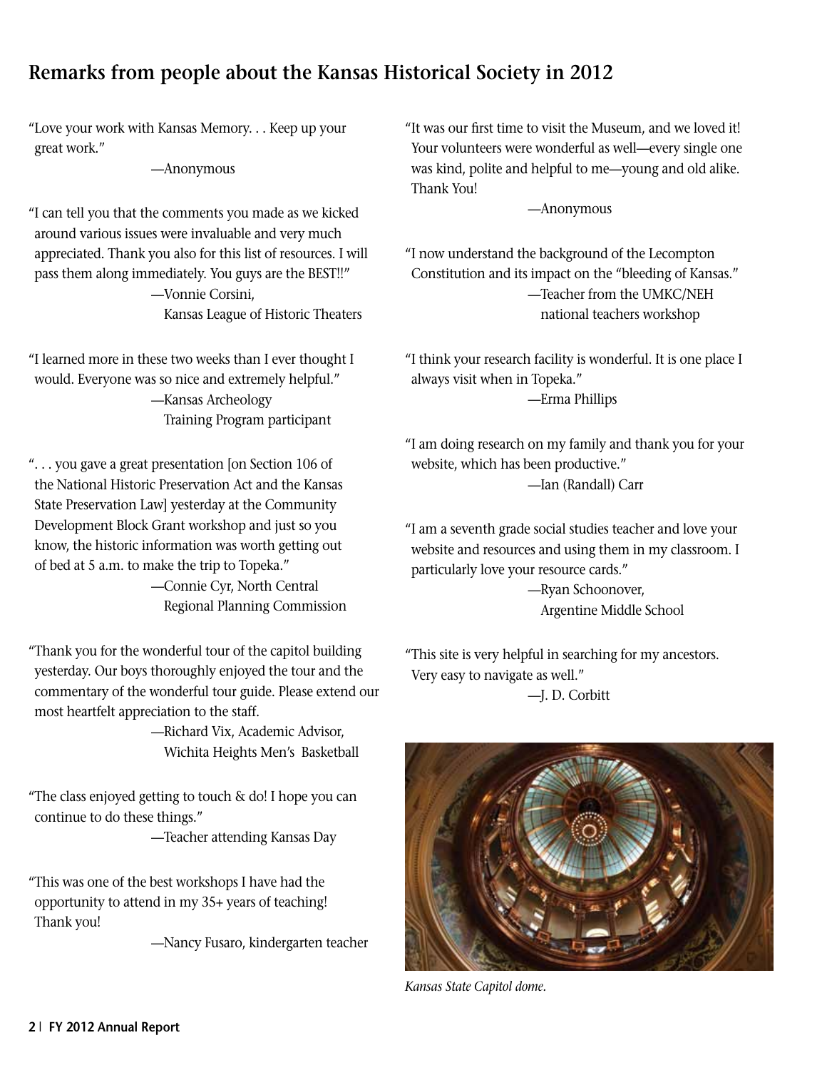## Remarks from people about the Kansas Historical Society in 2012

"Love your work with Kansas Memory. . . Keep up your great work."

—Anonymous

"I can tell you that the comments you made as we kicked around various issues were invaluable and very much appreciated. Thank you also for this list of resources. I will pass them along immediately. You guys are the BEST!!"

—Vonnie Corsini,
Kansas League of Historic Theaters

"I learned more in these two weeks than I ever thought I would. Everyone was so nice and extremely helpful."

—Kansas Archeology
Training Program participant

". . . you gave a great presentation [on Section 106 of the National Historic Preservation Act and the Kansas State Preservation Law] yesterday at the Community Development Block Grant workshop and just so you know, the historic information was worth getting out of bed at 5 a.m. to make the trip to Topeka."

—Connie Cyr, North Central
Regional Planning Commission

"Thank you for the wonderful tour of the capitol building yesterday. Our boys thoroughly enjoyed the tour and the commentary of the wonderful tour guide. Please extend our most heartfelt appreciation to the staff.

—Richard Vix, Academic Advisor,
Wichita Heights Men's Basketball

"The class enjoyed getting to touch & do! I hope you can continue to do these things."

—Teacher attending Kansas Day

"This was one of the best workshops I have had the opportunity to attend in my 35+ years of teaching! Thank you!

—Nancy Fusaro, kindergarten teacher

"It was our first time to visit the Museum, and we loved it! Your volunteers were wonderful as well—every single one was kind, polite and helpful to me—young and old alike. Thank You!

—Anonymous

"I now understand the background of the Lecompton Constitution and its impact on the "bleeding of Kansas."

—Teacher from the UMKC/NEH
national teachers workshop

"I think your research facility is wonderful. It is one place I always visit when in Topeka."

—Erma Phillips

"I am doing research on my family and thank you for your website, which has been productive."

—Ian (Randall) Carr

"I am a seventh grade social studies teacher and love your website and resources and using them in my classroom. I particularly love your resource cards."

—Ryan Schoonover,
Argentine Middle School

"This site is very helpful in searching for my ancestors. Very easy to navigate as well."

—J. D. Corbitt

*Kansas State Capitol dome.*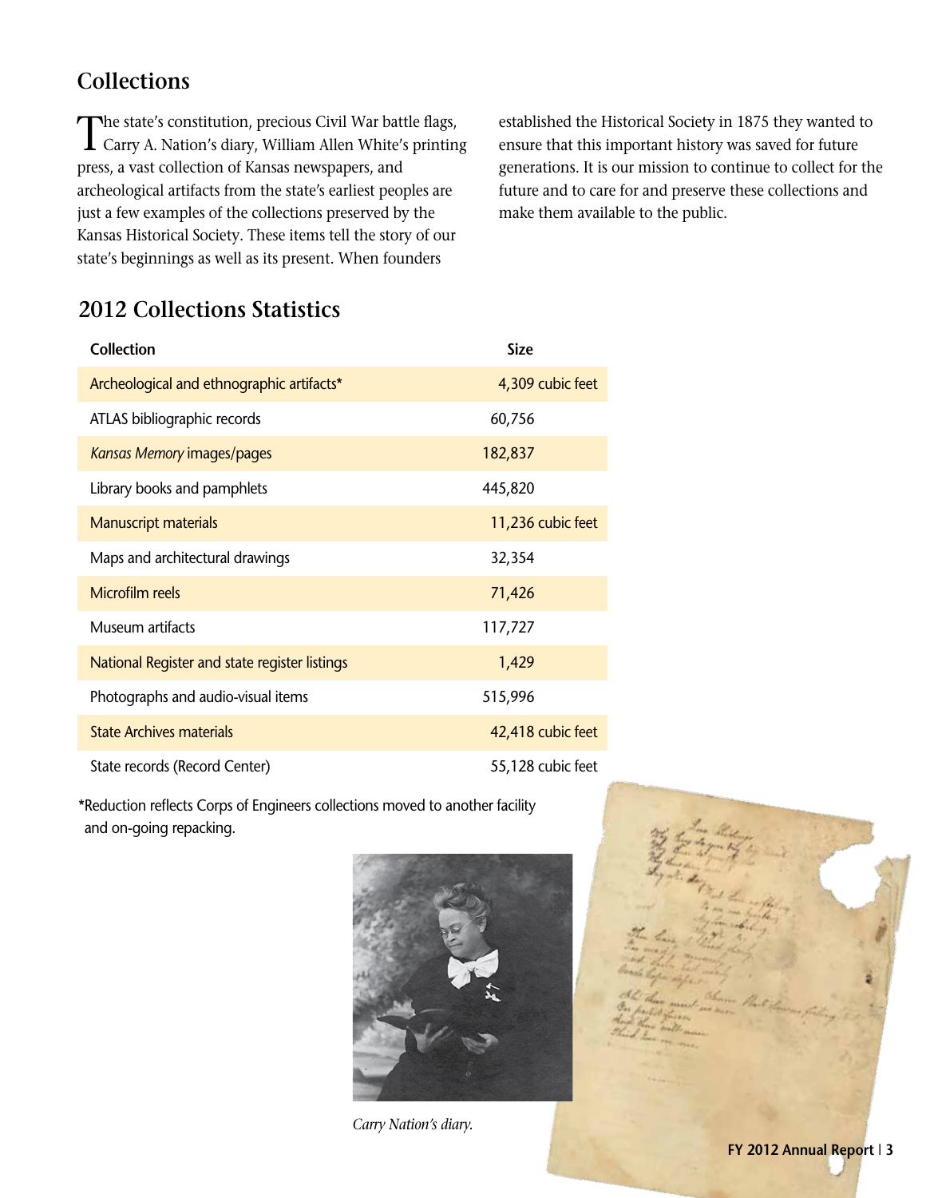## Collections

The state's constitution, precious Civil War battle flags, Carry A. Nation's diary, William Allen White's printing press, a vast collection of Kansas newspapers, and archeological artifacts from the state's earliest peoples are just a few examples of the collections preserved by the Kansas Historical Society. These items tell the story of our state's beginnings as well as its present. When founders established the Historical Society in 1875 they wanted to ensure that this important history was saved for future generations. It is our mission to continue to collect for the future and to care for and preserve these collections and make them available to the public.

## 2012 Collections Statistics

| Collection | Size |
|---|---|
| Archeological and ethnographic artifacts* | 4,309 cubic feet |
| ATLAS bibliographic records | 60,756 |
| *Kansas Memory* images/pages | 182,837 |
| Library books and pamphlets | 445,820 |
| Manuscript materials | 11,236 cubic feet |
| Maps and architectural drawings | 32,354 |
| Microfilm reels | 71,426 |
| Museum artifacts | 117,727 |
| National Register and state register listings | 1,429 |
| Photographs and audio-visual items | 515,996 |
| State Archives materials | 42,418 cubic feet |
| State records (Record Center) | 55,128 cubic feet |

*Reduction reflects Corps of Engineers collections moved to another facility and on-going repacking.

*Carry Nation's diary.*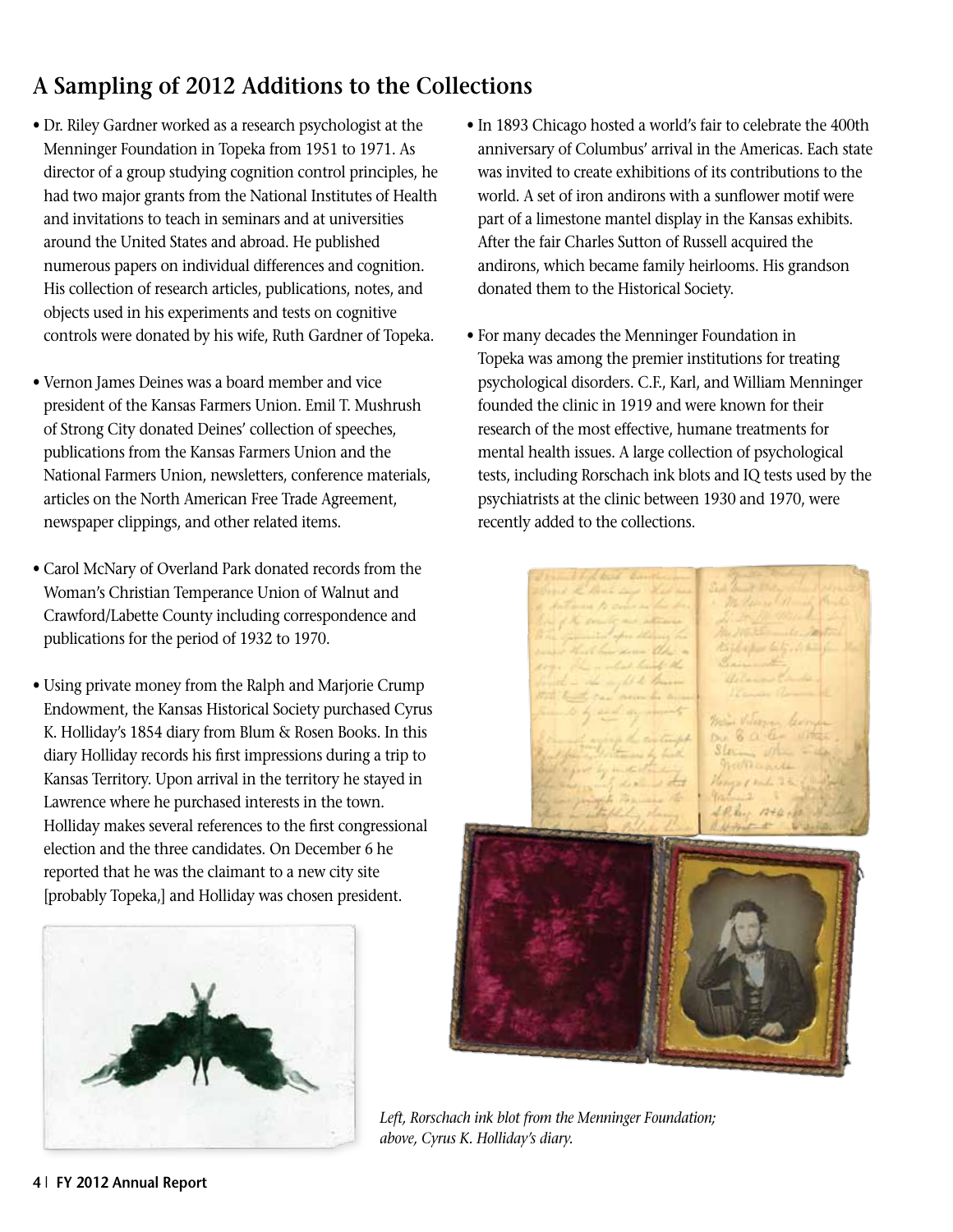## A Sampling of 2012 Additions to the Collections

- Dr. Riley Gardner worked as a research psychologist at the Menninger Foundation in Topeka from 1951 to 1971. As director of a group studying cognition control principles, he had two major grants from the National Institutes of Health and invitations to teach in seminars and at universities around the United States and abroad. He published numerous papers on individual differences and cognition. His collection of research articles, publications, notes, and objects used in his experiments and tests on cognitive controls were donated by his wife, Ruth Gardner of Topeka.

- Vernon James Deines was a board member and vice president of the Kansas Farmers Union. Emil T. Mushrush of Strong City donated Deines' collection of speeches, publications from the Kansas Farmers Union and the National Farmers Union, newsletters, conference materials, articles on the North American Free Trade Agreement, newspaper clippings, and other related items.

- Carol McNary of Overland Park donated records from the Woman's Christian Temperance Union of Walnut and Crawford/Labette County including correspondence and publications for the period of 1932 to 1970.

- Using private money from the Ralph and Marjorie Crump Endowment, the Kansas Historical Society purchased Cyrus K. Holliday's 1854 diary from Blum & Rosen Books. In this diary Holliday records his first impressions during a trip to Kansas Territory. Upon arrival in the territory he stayed in Lawrence where he purchased interests in the town. Holliday makes several references to the first congressional election and the three candidates. On December 6 he reported that he was the claimant to a new city site [probably Topeka,] and Holliday was chosen president.

- In 1893 Chicago hosted a world's fair to celebrate the 400th anniversary of Columbus' arrival in the Americas. Each state was invited to create exhibitions of its contributions to the world. A set of iron andirons with a sunflower motif were part of a limestone mantel display in the Kansas exhibits. After the fair Charles Sutton of Russell acquired the andirons, which became family heirlooms. His grandson donated them to the Historical Society.

- For many decades the Menninger Foundation in Topeka was among the premier institutions for treating psychological disorders. C.F., Karl, and William Menninger founded the clinic in 1919 and were known for their research of the most effective, humane treatments for mental health issues. A large collection of psychological tests, including Rorschach ink blots and IQ tests used by the psychiatrists at the clinic between 1930 and 1970, were recently added to the collections.

*Left, Rorschach ink blot from the Menninger Foundation; above, Cyrus K. Holliday's diary.*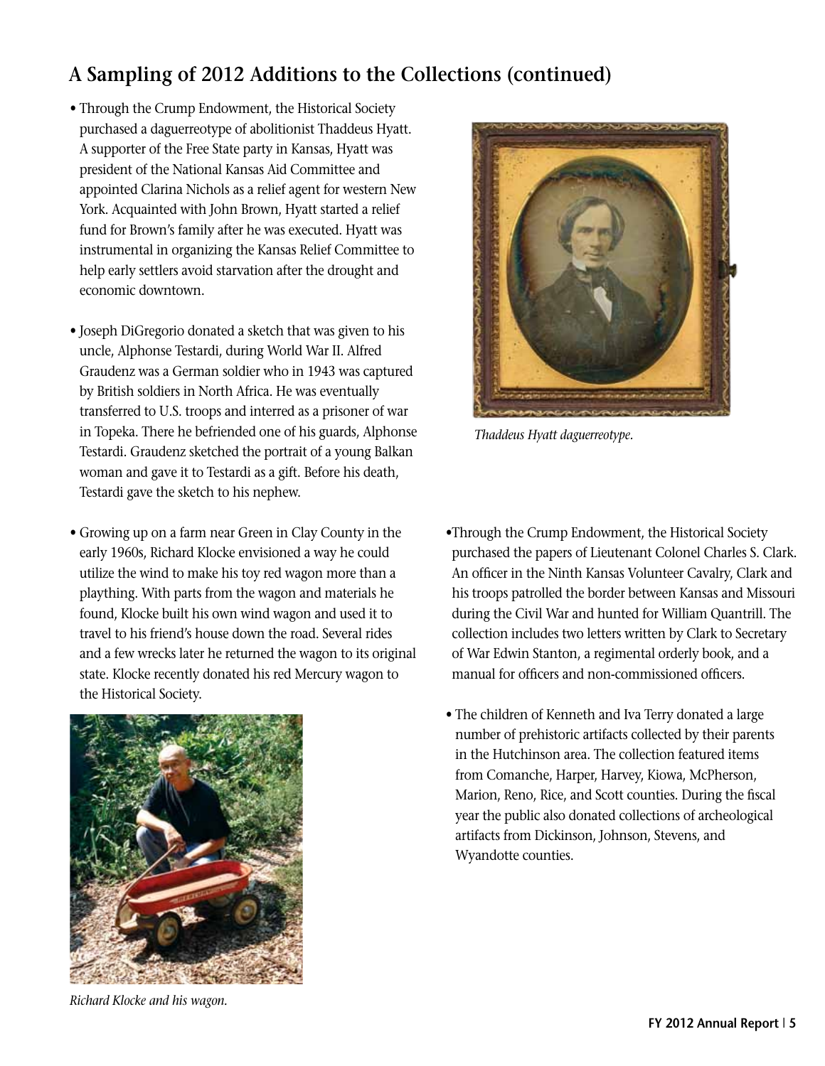## A Sampling of 2012 Additions to the Collections (continued)

- Through the Crump Endowment, the Historical Society purchased a daguerreotype of abolitionist Thaddeus Hyatt. A supporter of the Free State party in Kansas, Hyatt was president of the National Kansas Aid Committee and appointed Clarina Nichols as a relief agent for western New York. Acquainted with John Brown, Hyatt started a relief fund for Brown's family after he was executed. Hyatt was instrumental in organizing the Kansas Relief Committee to help early settlers avoid starvation after the drought and economic downtown.

- Joseph DiGregorio donated a sketch that was given to his uncle, Alphonse Testardi, during World War II. Alfred Graudenz was a German soldier who in 1943 was captured by British soldiers in North Africa. He was eventually transferred to U.S. troops and interred as a prisoner of war in Topeka. There he befriended one of his guards, Alphonse Testardi. Graudenz sketched the portrait of a young Balkan woman and gave it to Testardi as a gift. Before his death, Testardi gave the sketch to his nephew.

- Growing up on a farm near Green in Clay County in the early 1960s, Richard Klocke envisioned a way he could utilize the wind to make his toy red wagon more than a plaything. With parts from the wagon and materials he found, Klocke built his own wind wagon and used it to travel to his friend's house down the road. Several rides and a few wrecks later he returned the wagon to its original state. Klocke recently donated his red Mercury wagon to the Historical Society.

*Richard Klocke and his wagon.*

*Thaddeus Hyatt daguerreotype.*

- Through the Crump Endowment, the Historical Society purchased the papers of Lieutenant Colonel Charles S. Clark. An officer in the Ninth Kansas Volunteer Cavalry, Clark and his troops patrolled the border between Kansas and Missouri during the Civil War and hunted for William Quantrill. The collection includes two letters written by Clark to Secretary of War Edwin Stanton, a regimental orderly book, and a manual for officers and non-commissioned officers.

- The children of Kenneth and Iva Terry donated a large number of prehistoric artifacts collected by their parents in the Hutchinson area. The collection featured items from Comanche, Harper, Harvey, Kiowa, McPherson, Marion, Reno, Rice, and Scott counties. During the fiscal year the public also donated collections of archeological artifacts from Dickinson, Johnson, Stevens, and Wyandotte counties.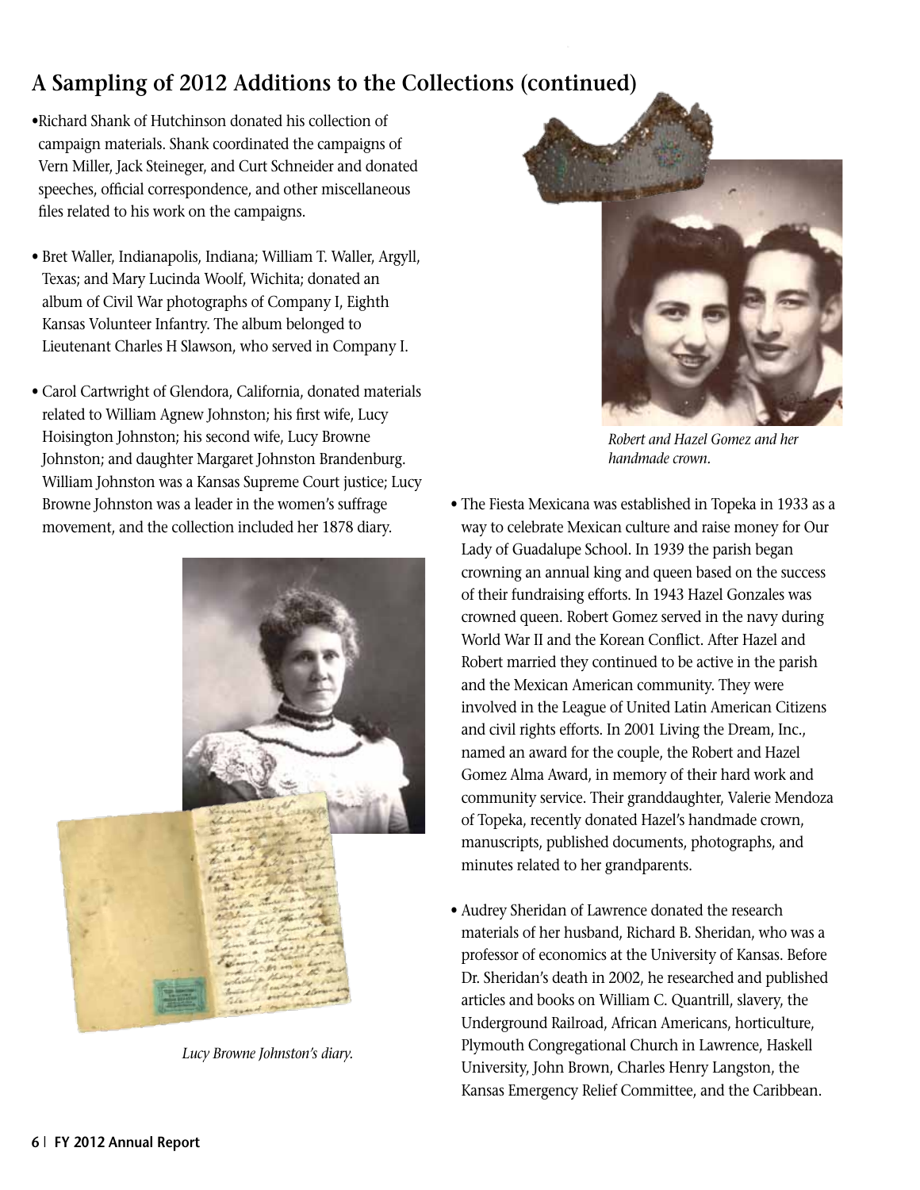## A Sampling of 2012 Additions to the Collections (continued)

- Richard Shank of Hutchinson donated his collection of campaign materials. Shank coordinated the campaigns of Vern Miller, Jack Steineger, and Curt Schneider and donated speeches, official correspondence, and other miscellaneous files related to his work on the campaigns.

- Bret Waller, Indianapolis, Indiana; William T. Waller, Argyll, Texas; and Mary Lucinda Woolf, Wichita; donated an album of Civil War photographs of Company I, Eighth Kansas Volunteer Infantry. The album belonged to Lieutenant Charles H Slawson, who served in Company I.

- Carol Cartwright of Glendora, California, donated materials related to William Agnew Johnston; his first wife, Lucy Hoisington Johnston; his second wife, Lucy Browne Johnston; and daughter Margaret Johnston Brandenburg. William Johnston was a Kansas Supreme Court justice; Lucy Browne Johnston was a leader in the women's suffrage movement, and the collection included her 1878 diary.

*Lucy Browne Johnston's diary.*

*Robert and Hazel Gomez and her handmade crown.*

- The Fiesta Mexicana was established in Topeka in 1933 as a way to celebrate Mexican culture and raise money for Our Lady of Guadalupe School. In 1939 the parish began crowning an annual king and queen based on the success of their fundraising efforts. In 1943 Hazel Gonzales was crowned queen. Robert Gomez served in the navy during World War II and the Korean Conflict. After Hazel and Robert married they continued to be active in the parish and the Mexican American community. They were involved in the League of United Latin American Citizens and civil rights efforts. In 2001 Living the Dream, Inc., named an award for the couple, the Robert and Hazel Gomez Alma Award, in memory of their hard work and community service. Their granddaughter, Valerie Mendoza of Topeka, recently donated Hazel's handmade crown, manuscripts, published documents, photographs, and minutes related to her grandparents.

- Audrey Sheridan of Lawrence donated the research materials of her husband, Richard B. Sheridan, who was a professor of economics at the University of Kansas. Before Dr. Sheridan's death in 2002, he researched and published articles and books on William C. Quantrill, slavery, the Underground Railroad, African Americans, horticulture, Plymouth Congregational Church in Lawrence, Haskell University, John Brown, Charles Henry Langston, the Kansas Emergency Relief Committee, and the Caribbean.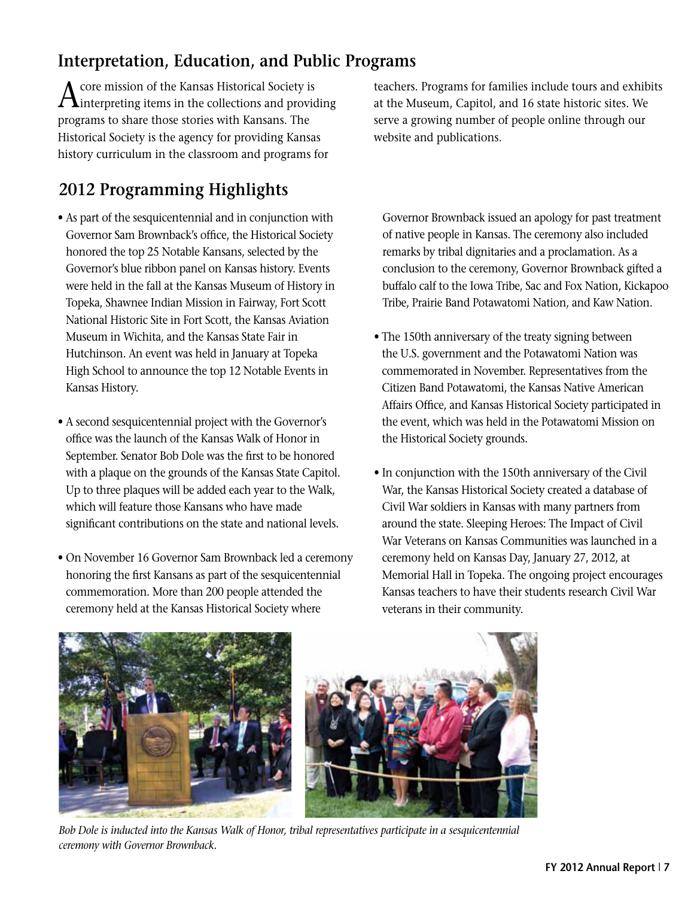## Interpretation, Education, and Public Programs

A core mission of the Kansas Historical Society is interpreting items in the collections and providing programs to share those stories with Kansans. The Historical Society is the agency for providing Kansas history curriculum in the classroom and programs for teachers. Programs for families include tours and exhibits at the Museum, Capitol, and 16 state historic sites. We serve a growing number of people online through our website and publications.

## 2012 Programming Highlights

- As part of the sesquicentennial and in conjunction with Governor Sam Brownback's office, the Historical Society honored the top 25 Notable Kansans, selected by the Governor's blue ribbon panel on Kansas history. Events were held in the fall at the Kansas Museum of History in Topeka, Shawnee Indian Mission in Fairway, Fort Scott National Historic Site in Fort Scott, the Kansas Aviation Museum in Wichita, and the Kansas State Fair in Hutchinson. An event was held in January at Topeka High School to announce the top 12 Notable Events in Kansas History.

- A second sesquicentennial project with the Governor's office was the launch of the Kansas Walk of Honor in September. Senator Bob Dole was the first to be honored with a plaque on the grounds of the Kansas State Capitol. Up to three plaques will be added each year to the Walk, which will feature those Kansans who have made significant contributions on the state and national levels.

- On November 16 Governor Sam Brownback led a ceremony honoring the first Kansans as part of the sesquicentennial commemoration. More than 200 people attended the ceremony held at the Kansas Historical Society where Governor Brownback issued an apology for past treatment of native people in Kansas. The ceremony also included remarks by tribal dignitaries and a proclamation. As a conclusion to the ceremony, Governor Brownback gifted a buffalo calf to the Iowa Tribe, Sac and Fox Nation, Kickapoo Tribe, Prairie Band Potawatomi Nation, and Kaw Nation.

- The 150th anniversary of the treaty signing between the U.S. government and the Potawatomi Nation was commemorated in November. Representatives from the Citizen Band Potawatomi, the Kansas Native American Affairs Office, and Kansas Historical Society participated in the event, which was held in the Potawatomi Mission on the Historical Society grounds.

- In conjunction with the 150th anniversary of the Civil War, the Kansas Historical Society created a database of Civil War soldiers in Kansas with many partners from around the state. Sleeping Heroes: The Impact of Civil War Veterans on Kansas Communities was launched in a ceremony held on Kansas Day, January 27, 2012, at Memorial Hall in Topeka. The ongoing project encourages Kansas teachers to have their students research Civil War veterans in their community.

*Bob Dole is inducted into the Kansas Walk of Honor, tribal representatives participate in a sesquicentennial ceremony with Governor Brownback.*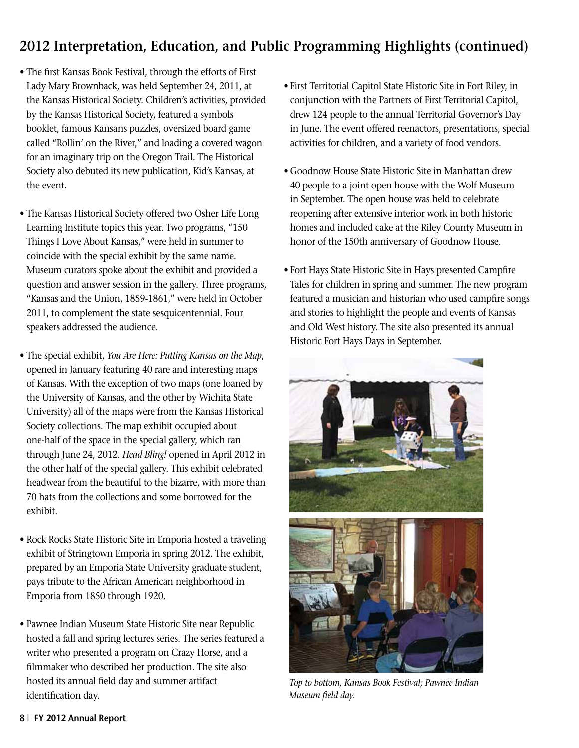## 2012 Interpretation, Education, and Public Programming Highlights (continued)

- The first Kansas Book Festival, through the efforts of First Lady Mary Brownback, was held September 24, 2011, at the Kansas Historical Society. Children's activities, provided by the Kansas Historical Society, featured a symbols booklet, famous Kansans puzzles, oversized board game called "Rollin' on the River," and loading a covered wagon for an imaginary trip on the Oregon Trail. The Historical Society also debuted its new publication, Kid's Kansas, at the event.

- The Kansas Historical Society offered two Osher Life Long Learning Institute topics this year. Two programs, "150 Things I Love About Kansas," were held in summer to coincide with the special exhibit by the same name. Museum curators spoke about the exhibit and provided a question and answer session in the gallery. Three programs, "Kansas and the Union, 1859-1861," were held in October 2011, to complement the state sesquicentennial. Four speakers addressed the audience.

- The special exhibit, *You Are Here: Putting Kansas on the Map*, opened in January featuring 40 rare and interesting maps of Kansas. With the exception of two maps (one loaned by the University of Kansas, and the other by Wichita State University) all of the maps were from the Kansas Historical Society collections. The map exhibit occupied about one-half of the space in the special gallery, which ran through June 24, 2012. *Head Bling!* opened in April 2012 in the other half of the special gallery. This exhibit celebrated headwear from the beautiful to the bizarre, with more than 70 hats from the collections and some borrowed for the exhibit.

- Rock Rocks State Historic Site in Emporia hosted a traveling exhibit of Stringtown Emporia in spring 2012. The exhibit, prepared by an Emporia State University graduate student, pays tribute to the African American neighborhood in Emporia from 1850 through 1920.

- Pawnee Indian Museum State Historic Site near Republic hosted a fall and spring lectures series. The series featured a writer who presented a program on Crazy Horse, and a filmmaker who described her production. The site also hosted its annual field day and summer artifact identification day.

- First Territorial Capitol State Historic Site in Fort Riley, in conjunction with the Partners of First Territorial Capitol, drew 124 people to the annual Territorial Governor's Day in June. The event offered reenactors, presentations, special activities for children, and a variety of food vendors.

- Goodnow House State Historic Site in Manhattan drew 40 people to a joint open house with the Wolf Museum in September. The open house was held to celebrate reopening after extensive interior work in both historic homes and included cake at the Riley County Museum in honor of the 150th anniversary of Goodnow House.

- Fort Hays State Historic Site in Hays presented Campfire Tales for children in spring and summer. The new program featured a musician and historian who used campfire songs and stories to highlight the people and events of Kansas and Old West history. The site also presented its annual Historic Fort Hays Days in September.

*Top to bottom, Kansas Book Festival; Pawnee Indian Museum field day.*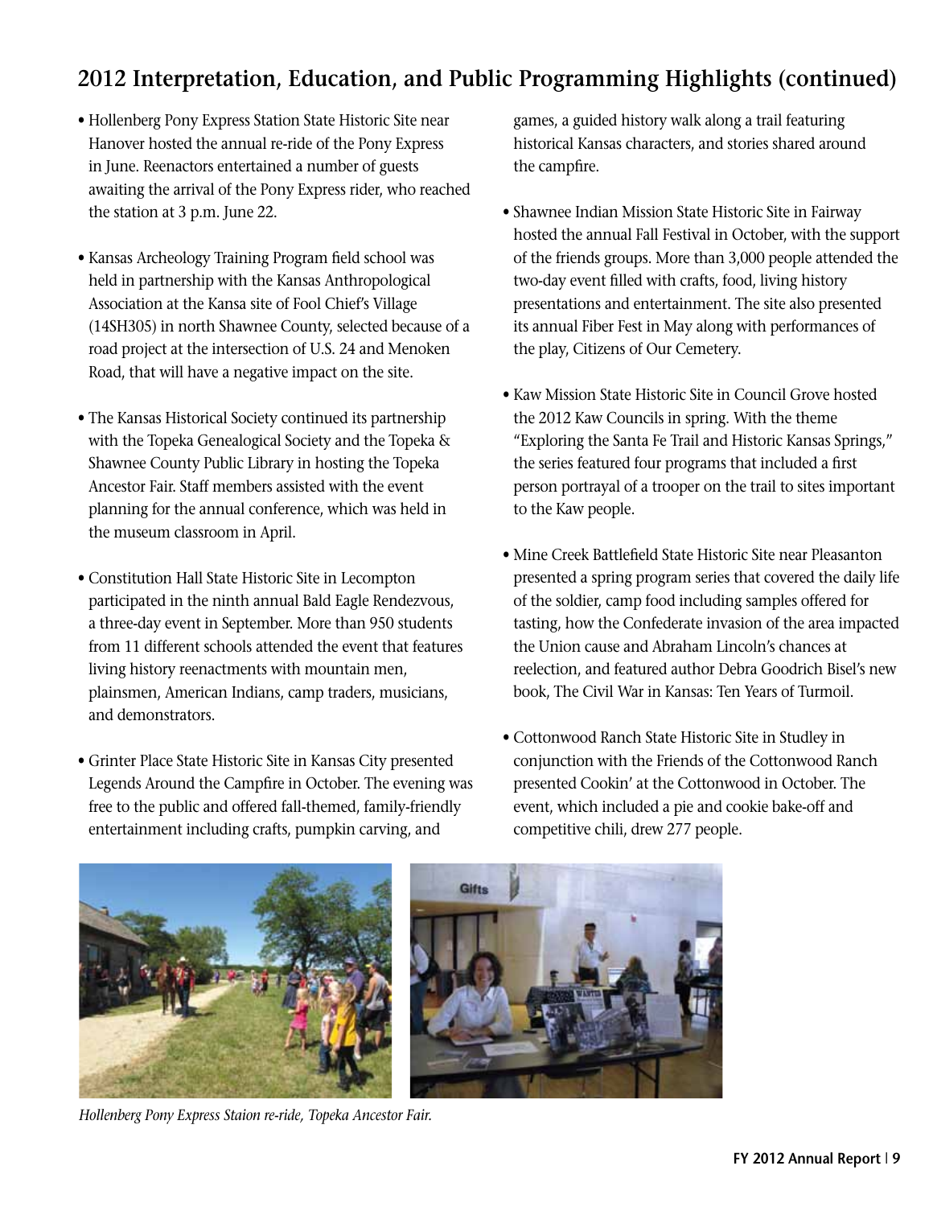## 2012 Interpretation, Education, and Public Programming Highlights (continued)

- Hollenberg Pony Express Station State Historic Site near Hanover hosted the annual re-ride of the Pony Express in June. Reenactors entertained a number of guests awaiting the arrival of the Pony Express rider, who reached the station at 3 p.m. June 22.

- Kansas Archeology Training Program field school was held in partnership with the Kansas Anthropological Association at the Kansa site of Fool Chief's Village (14SH305) in north Shawnee County, selected because of a road project at the intersection of U.S. 24 and Menoken Road, that will have a negative impact on the site.

- The Kansas Historical Society continued its partnership with the Topeka Genealogical Society and the Topeka & Shawnee County Public Library in hosting the Topeka Ancestor Fair. Staff members assisted with the event planning for the annual conference, which was held in the museum classroom in April.

- Constitution Hall State Historic Site in Lecompton participated in the ninth annual Bald Eagle Rendezvous, a three-day event in September. More than 950 students from 11 different schools attended the event that features living history reenactments with mountain men, plainsmen, American Indians, camp traders, musicians, and demonstrators.

- Grinter Place State Historic Site in Kansas City presented Legends Around the Campfire in October. The evening was free to the public and offered fall-themed, family-friendly entertainment including crafts, pumpkin carving, and games, a guided history walk along a trail featuring historical Kansas characters, and stories shared around the campfire.

- Shawnee Indian Mission State Historic Site in Fairway hosted the annual Fall Festival in October, with the support of the friends groups. More than 3,000 people attended the two-day event filled with crafts, food, living history presentations and entertainment. The site also presented its annual Fiber Fest in May along with performances of the play, Citizens of Our Cemetery.

- Kaw Mission State Historic Site in Council Grove hosted the 2012 Kaw Councils in spring. With the theme "Exploring the Santa Fe Trail and Historic Kansas Springs," the series featured four programs that included a first person portrayal of a trooper on the trail to sites important to the Kaw people.

- Mine Creek Battlefield State Historic Site near Pleasanton presented a spring program series that covered the daily life of the soldier, camp food including samples offered for tasting, how the Confederate invasion of the area impacted the Union cause and Abraham Lincoln's chances at reelection, and featured author Debra Goodrich Bisel's new book, The Civil War in Kansas: Ten Years of Turmoil.

- Cottonwood Ranch State Historic Site in Studley in conjunction with the Friends of the Cottonwood Ranch presented Cookin' at the Cottonwood in October. The event, which included a pie and cookie bake-off and competitive chili, drew 277 people.

*Hollenberg Pony Express Staion re-ride, Topeka Ancestor Fair.*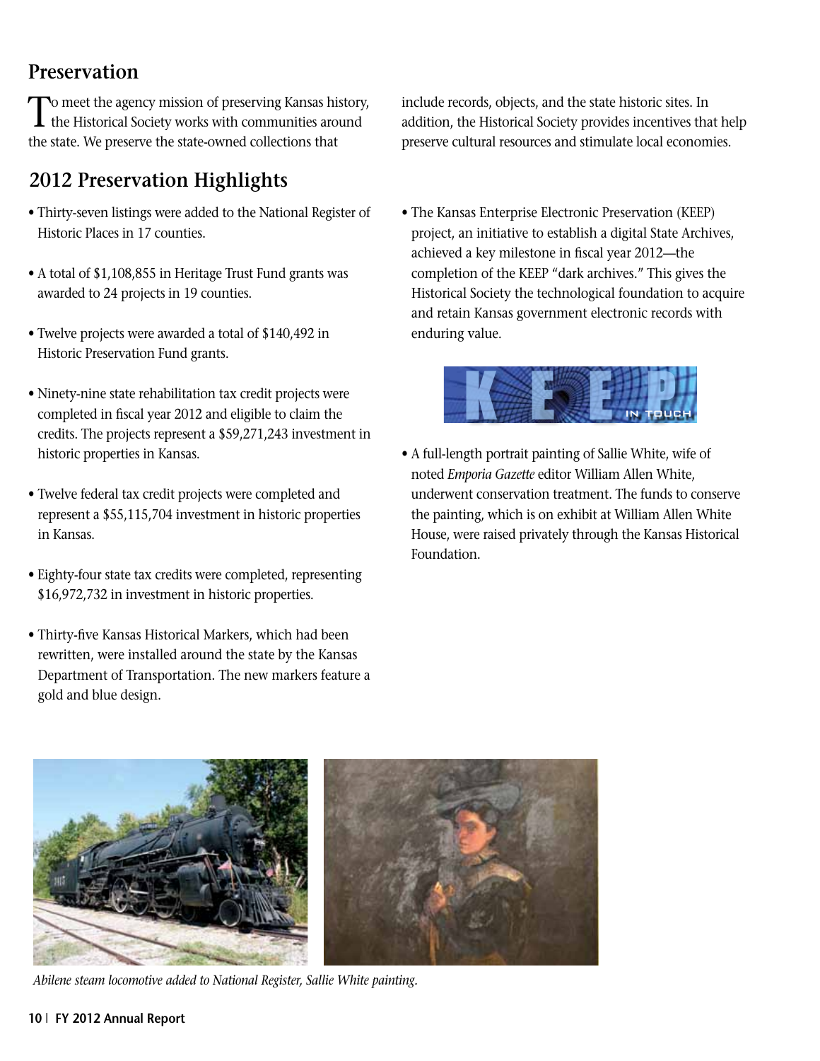## Preservation

To meet the agency mission of preserving Kansas history, the Historical Society works with communities around the state. We preserve the state-owned collections that include records, objects, and the state historic sites. In addition, the Historical Society provides incentives that help preserve cultural resources and stimulate local economies.

## 2012 Preservation Highlights

- Thirty-seven listings were added to the National Register of Historic Places in 17 counties.
- A total of $1,108,855 in Heritage Trust Fund grants was awarded to 24 projects in 19 counties.
- Twelve projects were awarded a total of $140,492 in Historic Preservation Fund grants.
- Ninety-nine state rehabilitation tax credit projects were completed in fiscal year 2012 and eligible to claim the credits. The projects represent a $59,271,243 investment in historic properties in Kansas.
- Twelve federal tax credit projects were completed and represent a $55,115,704 investment in historic properties in Kansas.
- Eighty-four state tax credits were completed, representing $16,972,732 in investment in historic properties.
- Thirty-five Kansas Historical Markers, which had been rewritten, were installed around the state by the Kansas Department of Transportation. The new markers feature a gold and blue design.
- The Kansas Enterprise Electronic Preservation (KEEP) project, an initiative to establish a digital State Archives, achieved a key milestone in fiscal year 2012—the completion of the KEEP "dark archives." This gives the Historical Society the technological foundation to acquire and retain Kansas government electronic records with enduring value.
- A full-length portrait painting of Sallie White, wife of noted *Emporia Gazette* editor William Allen White, underwent conservation treatment. The funds to conserve the painting, which is on exhibit at William Allen White House, were raised privately through the Kansas Historical Foundation.

*Abilene steam locomotive added to National Register, Sallie White painting.*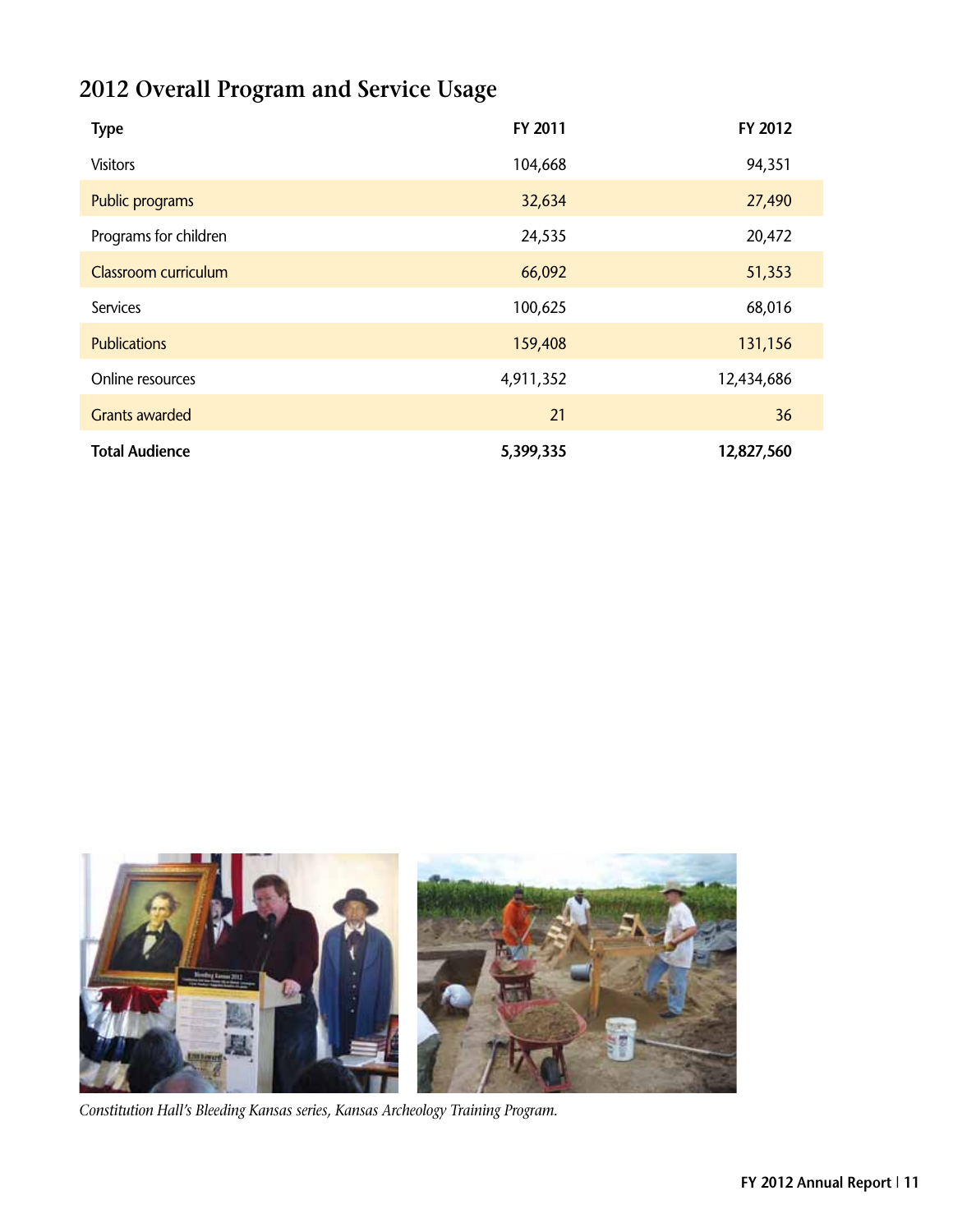## 2012 Overall Program and Service Usage

| Type | FY 2011 | FY 2012 |
|---|---|---|
| Visitors | 104,668 | 94,351 |
| Public programs | 32,634 | 27,490 |
| Programs for children | 24,535 | 20,472 |
| Classroom curriculum | 66,092 | 51,353 |
| Services | 100,625 | 68,016 |
| Publications | 159,408 | 131,156 |
| Online resources | 4,911,352 | 12,434,686 |
| Grants awarded | 21 | 36 |
| **Total Audience** | **5,399,335** | **12,827,560** |

*Constitution Hall's Bleeding Kansas series, Kansas Archeology Training Program.*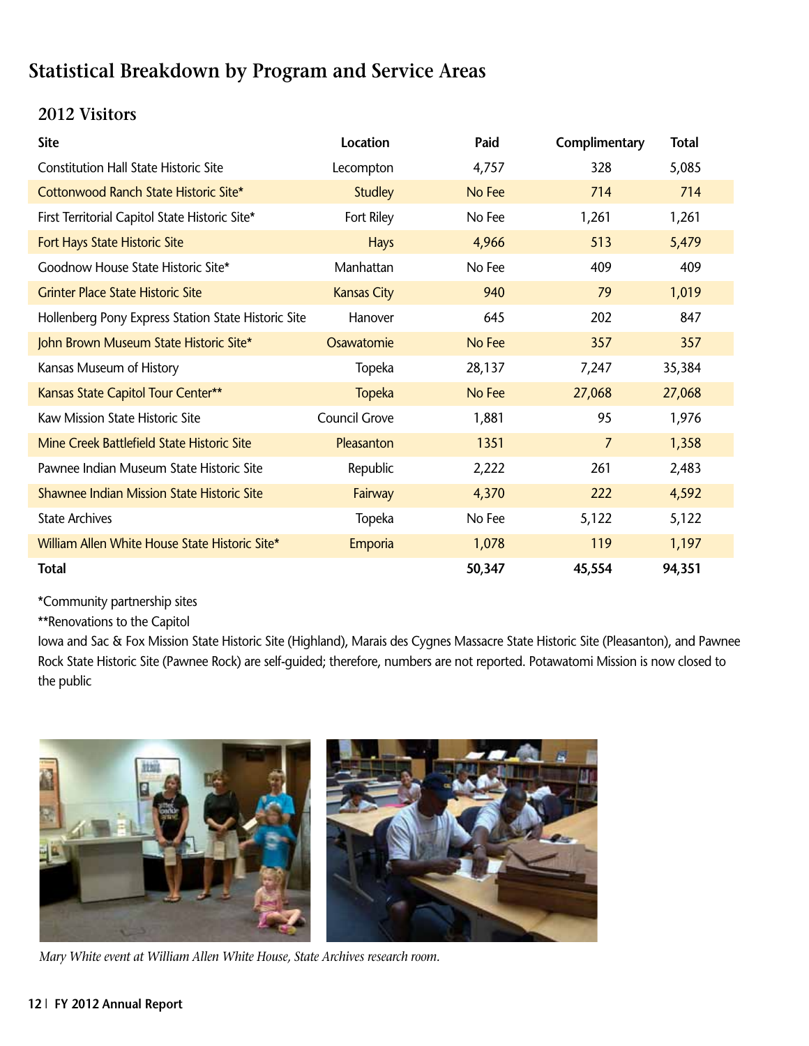## Statistical Breakdown by Program and Service Areas

### 2012 Visitors

| Site | Location | Paid | Complimentary | Total |
|---|---|---|---|---|
| Constitution Hall State Historic Site | Lecompton | 4,757 | 328 | 5,085 |
| Cottonwood Ranch State Historic Site* | Studley | No Fee | 714 | 714 |
| First Territorial Capitol State Historic Site* | Fort Riley | No Fee | 1,261 | 1,261 |
| Fort Hays State Historic Site | Hays | 4,966 | 513 | 5,479 |
| Goodnow House State Historic Site* | Manhattan | No Fee | 409 | 409 |
| Grinter Place State Historic Site | Kansas City | 940 | 79 | 1,019 |
| Hollenberg Pony Express Station State Historic Site | Hanover | 645 | 202 | 847 |
| John Brown Museum State Historic Site* | Osawatomie | No Fee | 357 | 357 |
| Kansas Museum of History | Topeka | 28,137 | 7,247 | 35,384 |
| Kansas State Capitol Tour Center** | Topeka | No Fee | 27,068 | 27,068 |
| Kaw Mission State Historic Site | Council Grove | 1,881 | 95 | 1,976 |
| Mine Creek Battlefield State Historic Site | Pleasanton | 1351 | 7 | 1,358 |
| Pawnee Indian Museum State Historic Site | Republic | 2,222 | 261 | 2,483 |
| Shawnee Indian Mission State Historic Site | Fairway | 4,370 | 222 | 4,592 |
| State Archives | Topeka | No Fee | 5,122 | 5,122 |
| William Allen White House State Historic Site* | Emporia | 1,078 | 119 | 1,197 |
| **Total** | | **50,347** | **45,554** | **94,351** |

*Community partnership sites

**Renovations to the Capitol

Iowa and Sac & Fox Mission State Historic Site (Highland), Marais des Cygnes Massacre State Historic Site (Pleasanton), and Pawnee Rock State Historic Site (Pawnee Rock) are self-guided; therefore, numbers are not reported. Potawatomi Mission is now closed to the public

*Mary White event at William Allen White House, State Archives research room.*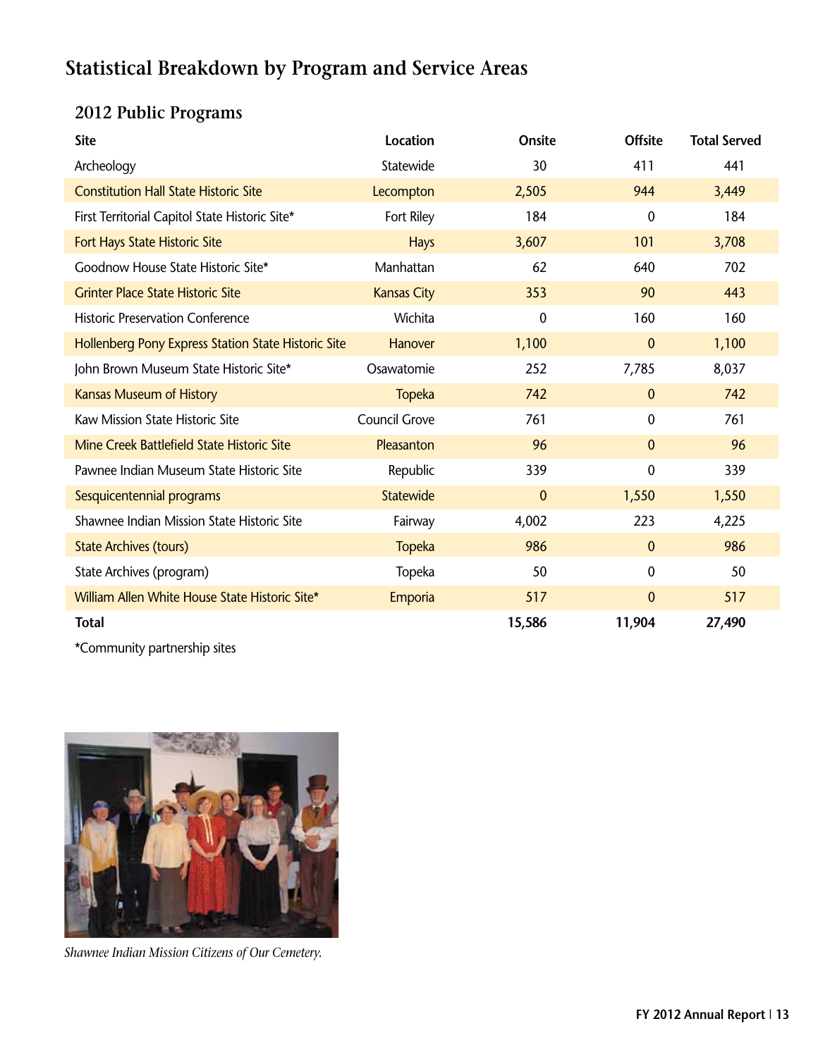# Statistical Breakdown by Program and Service Areas

## 2012 Public Programs

| Site | Location | Onsite | Offsite | Total Served |
|---|---|---|---|---|
| Archeology | Statewide | 30 | 411 | 441 |
| Constitution Hall State Historic Site | Lecompton | 2,505 | 944 | 3,449 |
| First Territorial Capitol State Historic Site* | Fort Riley | 184 | 0 | 184 |
| Fort Hays State Historic Site | Hays | 3,607 | 101 | 3,708 |
| Goodnow House State Historic Site* | Manhattan | 62 | 640 | 702 |
| Grinter Place State Historic Site | Kansas City | 353 | 90 | 443 |
| Historic Preservation Conference | Wichita | 0 | 160 | 160 |
| Hollenberg Pony Express Station State Historic Site | Hanover | 1,100 | 0 | 1,100 |
| John Brown Museum State Historic Site* | Osawatomie | 252 | 7,785 | 8,037 |
| Kansas Museum of History | Topeka | 742 | 0 | 742 |
| Kaw Mission State Historic Site | Council Grove | 761 | 0 | 761 |
| Mine Creek Battlefield State Historic Site | Pleasanton | 96 | 0 | 96 |
| Pawnee Indian Museum State Historic Site | Republic | 339 | 0 | 339 |
| Sesquicentennial programs | Statewide | 0 | 1,550 | 1,550 |
| Shawnee Indian Mission State Historic Site | Fairway | 4,002 | 223 | 4,225 |
| State Archives (tours) | Topeka | 986 | 0 | 986 |
| State Archives (program) | Topeka | 50 | 0 | 50 |
| William Allen White House State Historic Site* | Emporia | 517 | 0 | 517 |
| **Total** | | **15,586** | **11,904** | **27,490** |

*Community partnership sites

*Shawnee Indian Mission Citizens of Our Cemetery.*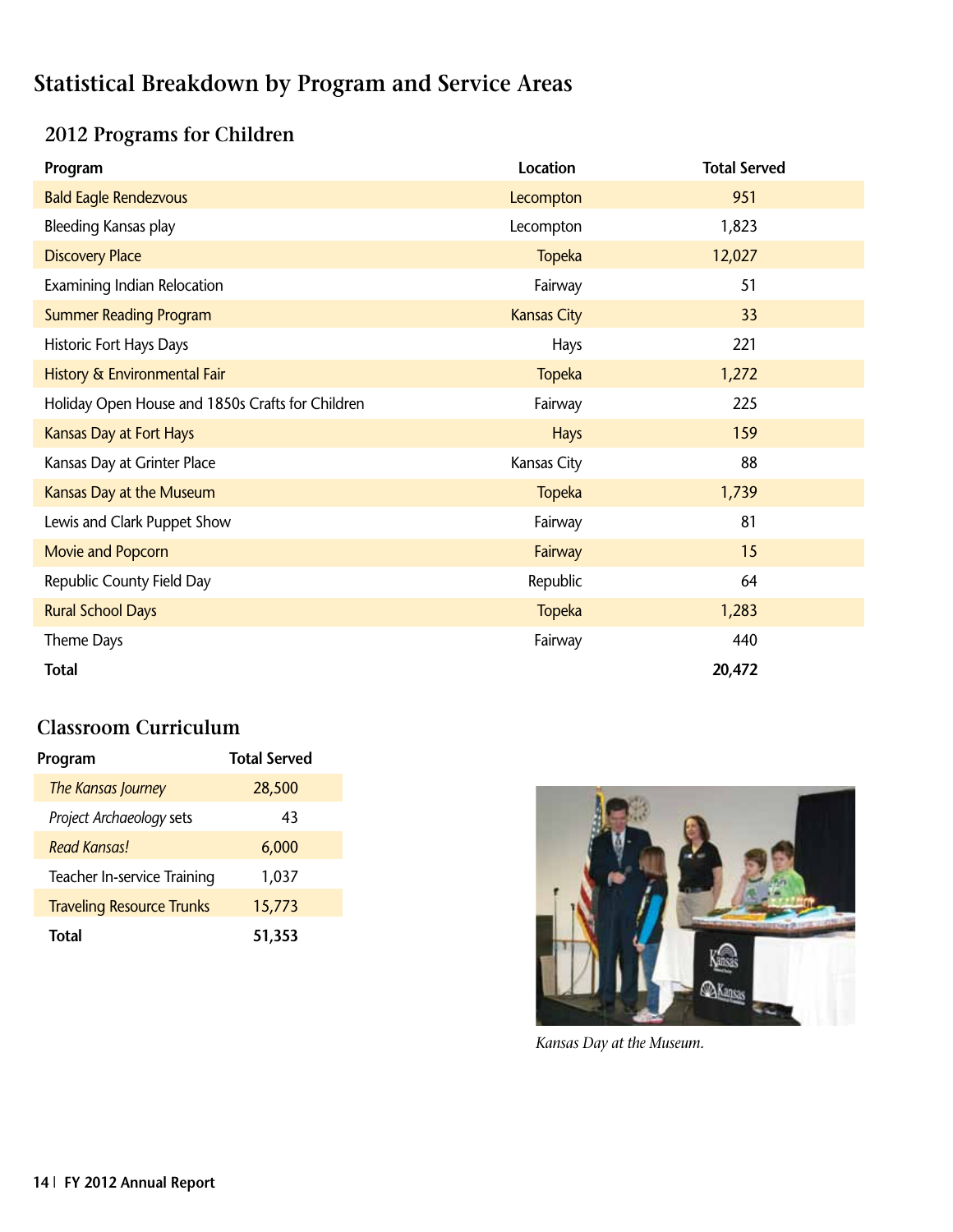# Statistical Breakdown by Program and Service Areas

## 2012 Programs for Children

| Program | Location | Total Served |
|---|---|---|
| Bald Eagle Rendezvous | Lecompton | 951 |
| Bleeding Kansas play | Lecompton | 1,823 |
| Discovery Place | Topeka | 12,027 |
| Examining Indian Relocation | Fairway | 51 |
| Summer Reading Program | Kansas City | 33 |
| Historic Fort Hays Days | Hays | 221 |
| History & Environmental Fair | Topeka | 1,272 |
| Holiday Open House and 1850s Crafts for Children | Fairway | 225 |
| Kansas Day at Fort Hays | Hays | 159 |
| Kansas Day at Grinter Place | Kansas City | 88 |
| Kansas Day at the Museum | Topeka | 1,739 |
| Lewis and Clark Puppet Show | Fairway | 81 |
| Movie and Popcorn | Fairway | 15 |
| Republic County Field Day | Republic | 64 |
| Rural School Days | Topeka | 1,283 |
| Theme Days | Fairway | 440 |
| **Total** | | **20,472** |

## Classroom Curriculum

| Program | Total Served |
|---|---|
| *The Kansas Journey* | 28,500 |
| *Project Archaeology* sets | 43 |
| *Read Kansas!* | 6,000 |
| Teacher In-service Training | 1,037 |
| Traveling Resource Trunks | 15,773 |
| **Total** | **51,353** |

*Kansas Day at the Museum.*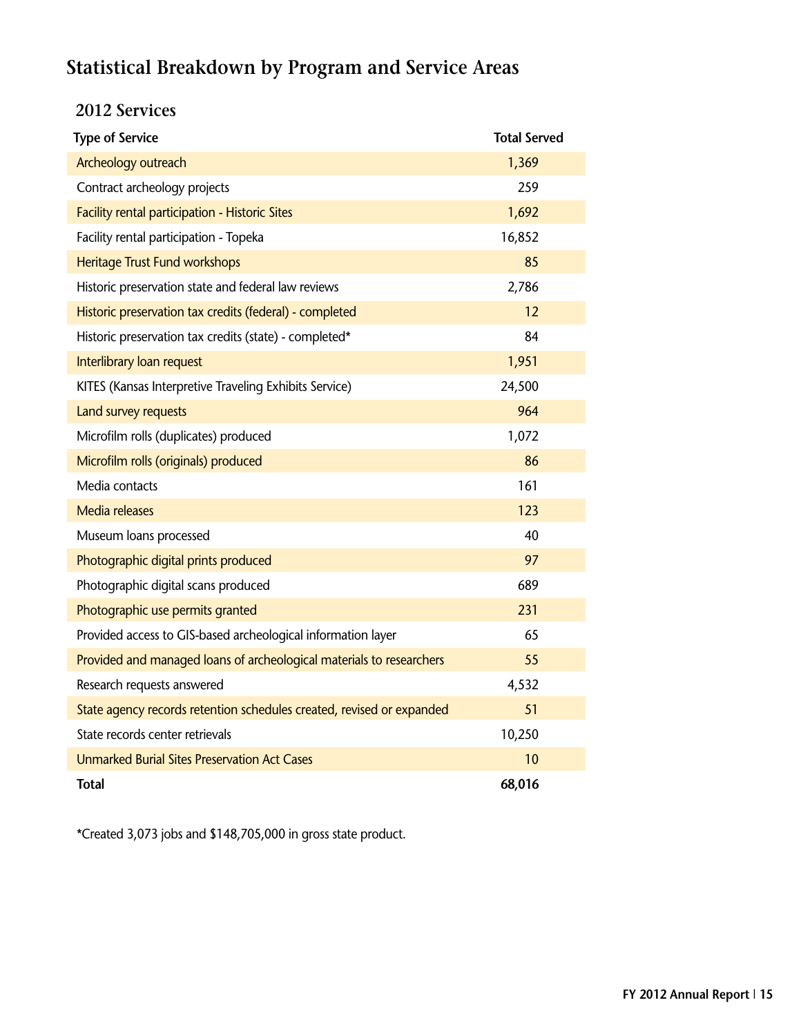# Statistical Breakdown by Program and Service Areas

## 2012 Services

| Type of Service | Total Served |
|---|---|
| Archeology outreach | 1,369 |
| Contract archeology projects | 259 |
| Facility rental participation - Historic Sites | 1,692 |
| Facility rental participation - Topeka | 16,852 |
| Heritage Trust Fund workshops | 85 |
| Historic preservation state and federal law reviews | 2,786 |
| Historic preservation tax credits (federal) - completed | 12 |
| Historic preservation tax credits (state) - completed* | 84 |
| Interlibrary loan request | 1,951 |
| KITES (Kansas Interpretive Traveling Exhibits Service) | 24,500 |
| Land survey requests | 964 |
| Microfilm rolls (duplicates) produced | 1,072 |
| Microfilm rolls (originals) produced | 86 |
| Media contacts | 161 |
| Media releases | 123 |
| Museum loans processed | 40 |
| Photographic digital prints produced | 97 |
| Photographic digital scans produced | 689 |
| Photographic use permits granted | 231 |
| Provided access to GIS-based archeological information layer | 65 |
| Provided and managed loans of archeological materials to researchers | 55 |
| Research requests answered | 4,532 |
| State agency records retention schedules created, revised or expanded | 51 |
| State records center retrievals | 10,250 |
| Unmarked Burial Sites Preservation Act Cases | 10 |
| **Total** | **68,016** |

*Created 3,073 jobs and $148,705,000 in gross state product.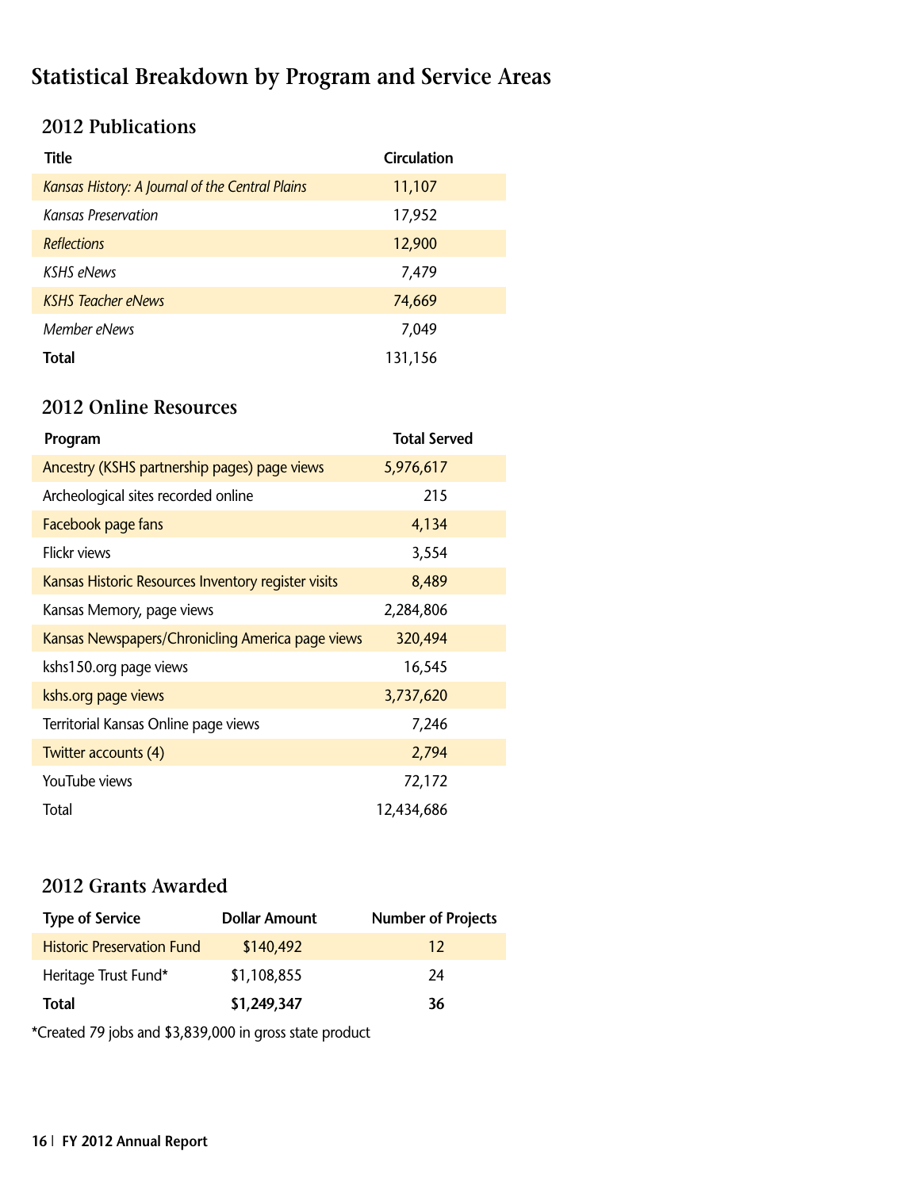# Statistical Breakdown by Program and Service Areas

## 2012 Publications

| Title | Circulation |
|---|---|
| *Kansas History: A Journal of the Central Plains* | 11,107 |
| *Kansas Preservation* | 17,952 |
| *Reflections* | 12,900 |
| *KSHS eNews* | 7,479 |
| *KSHS Teacher eNews* | 74,669 |
| *Member eNews* | 7,049 |
| **Total** | 131,156 |

## 2012 Online Resources

| Program | Total Served |
|---|---|
| Ancestry (KSHS partnership pages) page views | 5,976,617 |
| Archeological sites recorded online | 215 |
| Facebook page fans | 4,134 |
| Flickr views | 3,554 |
| Kansas Historic Resources Inventory register visits | 8,489 |
| Kansas Memory, page views | 2,284,806 |
| Kansas Newspapers/Chronicling America page views | 320,494 |
| kshs150.org page views | 16,545 |
| kshs.org page views | 3,737,620 |
| Territorial Kansas Online page views | 7,246 |
| Twitter accounts (4) | 2,794 |
| YouTube views | 72,172 |
| Total | 12,434,686 |

## 2012 Grants Awarded

| Type of Service | Dollar Amount | Number of Projects |
|---|---|---|
| Historic Preservation Fund | $140,492 | 12 |
| Heritage Trust Fund* | $1,108,855 | 24 |
| **Total** | **$1,249,347** | **36** |

*Created 79 jobs and $3,839,000 in gross state product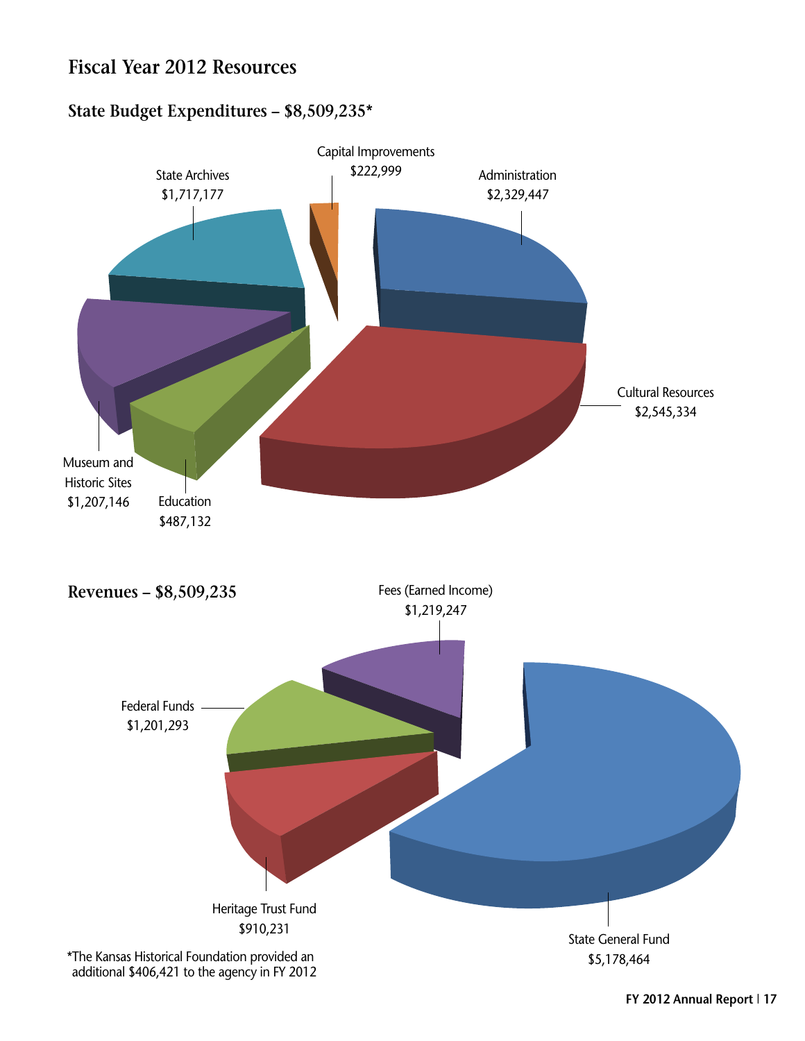# Fiscal Year 2012 Resources

## State Budget Expenditures – $8,509,235*

| Category | Amount |
| --- | --- |
| Capital Improvements | $222,999 |
| Administration | $2,329,447 |
| State Archives | $1,717,177 |
| Cultural Resources | $2,545,334 |
| Museum and Historic Sites | $1,207,146 |
| Education | $487,132 |

## Revenues – $8,509,235

| Category | Amount |
| --- | --- |
| Fees (Earned Income) | $1,219,247 |
| Federal Funds | $1,201,293 |
| Heritage Trust Fund | $910,231 |
| State General Fund | $5,178,464 |

*The Kansas Historical Foundation provided an additional $406,421 to the agency in FY 2012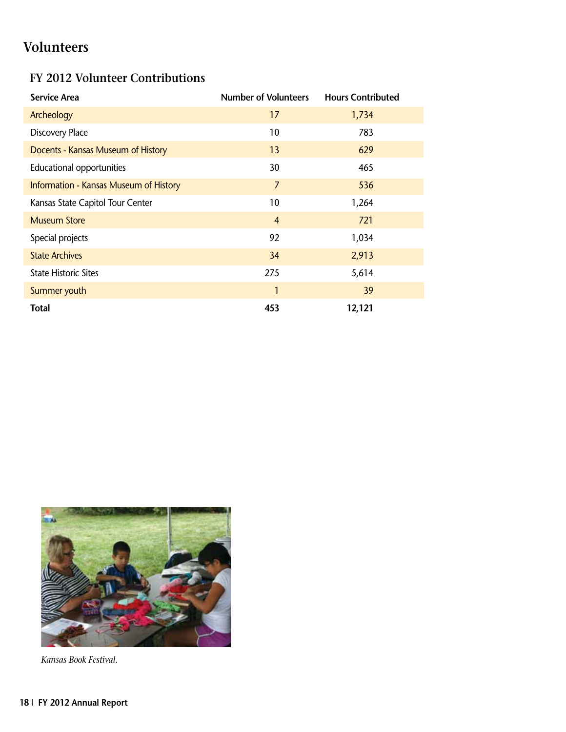# Volunteers

## FY 2012 Volunteer Contributions

| Service Area | Number of Volunteers | Hours Contributed |
|---|---|---|
| Archeology | 17 | 1,734 |
| Discovery Place | 10 | 783 |
| Docents - Kansas Museum of History | 13 | 629 |
| Educational opportunities | 30 | 465 |
| Information - Kansas Museum of History | 7 | 536 |
| Kansas State Capitol Tour Center | 10 | 1,264 |
| Museum Store | 4 | 721 |
| Special projects | 92 | 1,034 |
| State Archives | 34 | 2,913 |
| State Historic Sites | 275 | 5,614 |
| Summer youth | 1 | 39 |
| **Total** | **453** | **12,121** |

*Kansas Book Festival.*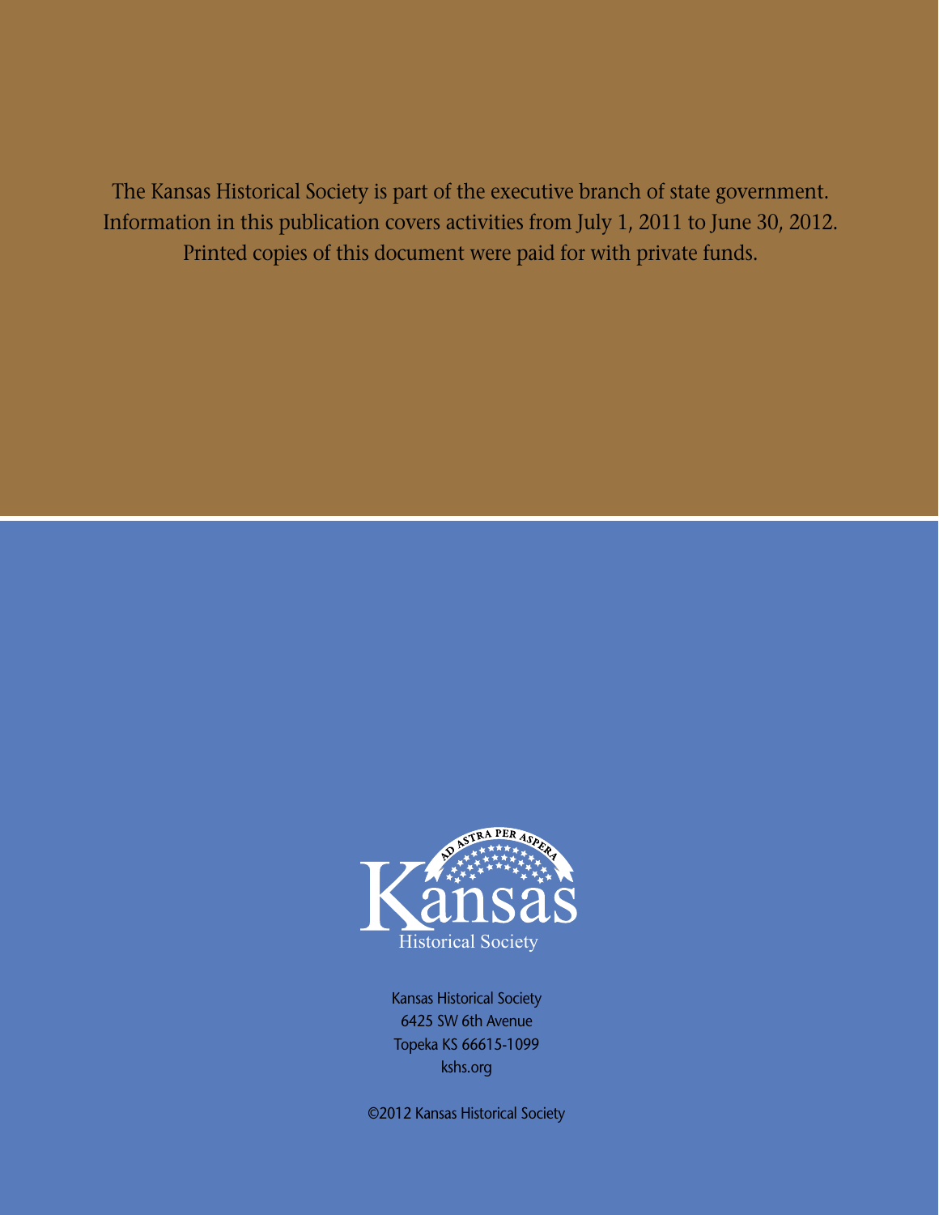The Kansas Historical Society is part of the executive branch of state government. Information in this publication covers activities from July 1, 2011 to June 30, 2012. Printed copies of this document were paid for with private funds.

AD ASTRA PER ASPERA

Kansas

Historical Society

Kansas Historical Society
6425 SW 6th Avenue
Topeka KS 66615-1099
kshs.org

©2012 Kansas Historical Society